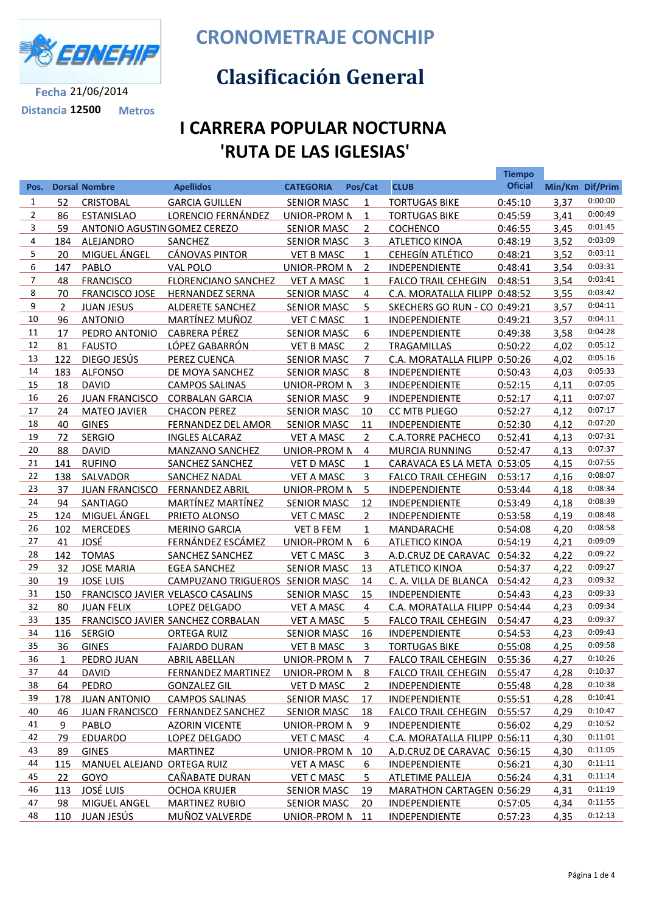# CRONOMETRAJE CONCHIP

## Clasificación General

**Fecha** 21/06/2014

**Distancia** 12500 **Metros**

## I CARRERA POPULAR NOCTURNA 'RUTA DE LAS IGLESIAS'

| Pos. | Dorsal | Nombre | Apellidos | CATEGORIA | Pos/Cat | CLUB | Tiempo Oficial | Min/Km | Dif/Prim |
|---|---|---|---|---|---|---|---|---|---|
| 1 | 52 | CRISTOBAL | GARCIA GUILLEN | SENIOR MASC | 1 | TORTUGAS BIKE | 0:45:10 | 3,37 | 0:00:00 |
| 2 | 86 | ESTANISLAO | LORENCIO FERNÁNDEZ | UNIOR-PROM M | 1 | TORTUGAS BIKE | 0:45:59 | 3,41 | 0:00:49 |
| 3 | 59 | ANTONIO AGUSTIN | GOMEZ CEREZO | SENIOR MASC | 2 | COCHENCO | 0:46:55 | 3,45 | 0:01:45 |
| 4 | 184 | ALEJANDRO | SANCHEZ | SENIOR MASC | 3 | ATLETICO KINOA | 0:48:19 | 3,52 | 0:03:09 |
| 5 | 20 | MIGUEL ÁNGEL | CÁNOVAS PINTOR | VET B MASC | 1 | CEHEGÍN ATLÉTICO | 0:48:21 | 3,52 | 0:03:11 |
| 6 | 147 | PABLO | VAL POLO | UNIOR-PROM M | 2 | INDEPENDIENTE | 0:48:41 | 3,54 | 0:03:31 |
| 7 | 48 | FRANCISCO | FLORENCIANO SANCHEZ | VET A MASC | 1 | FALCO TRAIL CEHEGIN | 0:48:51 | 3,54 | 0:03:41 |
| 8 | 70 | FRANCISCO JOSE | HERNANDEZ SERNA | SENIOR MASC | 4 | C.A. MORATALLA FILIPP | 0:48:52 | 3,55 | 0:03:42 |
| 9 | 2 | JUAN JESUS | ALDERETE SANCHEZ | SENIOR MASC | 5 | SKECHERS GO RUN - CO | 0:49:21 | 3,57 | 0:04:11 |
| 10 | 96 | ANTONIO | MARTÍNEZ MUÑOZ | VET C MASC | 1 | INDEPENDIENTE | 0:49:21 | 3,57 | 0:04:11 |
| 11 | 17 | PEDRO ANTONIO | CABRERA PÉREZ | SENIOR MASC | 6 | INDEPENDIENTE | 0:49:38 | 3,58 | 0:04:28 |
| 12 | 81 | FAUSTO | LÓPEZ GABARRÓN | VET B MASC | 2 | TRAGAMILLAS | 0:50:22 | 4,02 | 0:05:12 |
| 13 | 122 | DIEGO JESÚS | PEREZ CUENCA | SENIOR MASC | 7 | C.A. MORATALLA FILIPP | 0:50:26 | 4,02 | 0:05:16 |
| 14 | 183 | ALFONSO | DE MOYA SANCHEZ | SENIOR MASC | 8 | INDEPENDIENTE | 0:50:43 | 4,03 | 0:05:33 |
| 15 | 18 | DAVID | CAMPOS SALINAS | UNIOR-PROM M | 3 | INDEPENDIENTE | 0:52:15 | 4,11 | 0:07:05 |
| 16 | 26 | JUAN FRANCISCO | CORBALAN GARCIA | SENIOR MASC | 9 | INDEPENDIENTE | 0:52:17 | 4,11 | 0:07:07 |
| 17 | 24 | MATEO JAVIER | CHACON PEREZ | SENIOR MASC | 10 | CC MTB PLIEGO | 0:52:27 | 4,12 | 0:07:17 |
| 18 | 40 | GINES | FERNANDEZ DEL AMOR | SENIOR MASC | 11 | INDEPENDIENTE | 0:52:30 | 4,12 | 0:07:20 |
| 19 | 72 | SERGIO | INGLES ALCARAZ | VET A MASC | 2 | C.A.TORRE PACHECO | 0:52:41 | 4,13 | 0:07:31 |
| 20 | 88 | DAVID | MANZANO SANCHEZ | UNIOR-PROM M | 4 | MURCIA RUNNING | 0:52:47 | 4,13 | 0:07:37 |
| 21 | 141 | RUFINO | SANCHEZ SANCHEZ | VET D MASC | 1 | CARAVACA ES LA META | 0:53:05 | 4,15 | 0:07:55 |
| 22 | 138 | SALVADOR | SANCHEZ NADAL | VET A MASC | 3 | FALCO TRAIL CEHEGIN | 0:53:17 | 4,16 | 0:08:07 |
| 23 | 37 | JUAN FRANCISCO | FERNANDEZ ABRIL | UNIOR-PROM M | 5 | INDEPENDIENTE | 0:53:44 | 4,18 | 0:08:34 |
| 24 | 94 | SANTIAGO | MARTÍNEZ MARTÍNEZ | SENIOR MASC | 12 | INDEPENDIENTE | 0:53:49 | 4,18 | 0:08:39 |
| 25 | 124 | MIGUEL ÁNGEL | PRIETO ALONSO | VET C MASC | 2 | INDEPENDIENTE | 0:53:58 | 4,19 | 0:08:48 |
| 26 | 102 | MERCEDES | MERINO GARCIA | VET B FEM | 1 | MANDARACHE | 0:54:08 | 4,20 | 0:08:58 |
| 27 | 41 | JOSÉ | FERNÁNDEZ ESCÁMEZ | UNIOR-PROM M | 6 | ATLETICO KINOA | 0:54:19 | 4,21 | 0:09:09 |
| 28 | 142 | TOMAS | SANCHEZ SANCHEZ | VET C MASC | 3 | A.D.CRUZ DE CARAVAC | 0:54:32 | 4,22 | 0:09:22 |
| 29 | 32 | JOSE MARIA | EGEA SANCHEZ | SENIOR MASC | 13 | ATLETICO KINOA | 0:54:37 | 4,22 | 0:09:27 |
| 30 | 19 | JOSE LUIS | CAMPUZANO TRIGUEROS | SENIOR MASC | 14 | C. A. VILLA DE BLANCA | 0:54:42 | 4,23 | 0:09:32 |
| 31 | 150 | FRANCISCO JAVIER | VELASCO CASALINS | SENIOR MASC | 15 | INDEPENDIENTE | 0:54:43 | 4,23 | 0:09:33 |
| 32 | 80 | JUAN FELIX | LOPEZ DELGADO | VET A MASC | 4 | C.A. MORATALLA FILIPP | 0:54:44 | 4,23 | 0:09:34 |
| 33 | 135 | FRANCISCO JAVIER | SANCHEZ CORBALAN | VET A MASC | 5 | FALCO TRAIL CEHEGIN | 0:54:47 | 4,23 | 0:09:37 |
| 34 | 116 | SERGIO | ORTEGA RUIZ | SENIOR MASC | 16 | INDEPENDIENTE | 0:54:53 | 4,23 | 0:09:43 |
| 35 | 36 | GINES | FAJARDO DURAN | VET B MASC | 3 | TORTUGAS BIKE | 0:55:08 | 4,25 | 0:09:58 |
| 36 | 1 | PEDRO JUAN | ABRIL ABELLAN | UNIOR-PROM M | 7 | FALCO TRAIL CEHEGIN | 0:55:36 | 4,27 | 0:10:26 |
| 37 | 44 | DAVID | FERNANDEZ MARTINEZ | UNIOR-PROM M | 8 | FALCO TRAIL CEHEGIN | 0:55:47 | 4,28 | 0:10:37 |
| 38 | 64 | PEDRO | GONZALEZ GIL | VET D MASC | 2 | INDEPENDIENTE | 0:55:48 | 4,28 | 0:10:38 |
| 39 | 178 | JUAN ANTONIO | CAMPOS SALINAS | SENIOR MASC | 17 | INDEPENDIENTE | 0:55:51 | 4,28 | 0:10:41 |
| 40 | 46 | JUAN FRANCISCO | FERNANDEZ SANCHEZ | SENIOR MASC | 18 | FALCO TRAIL CEHEGIN | 0:55:57 | 4,29 | 0:10:47 |
| 41 | 9 | PABLO | AZORIN VICENTE | UNIOR-PROM M | 9 | INDEPENDIENTE | 0:56:02 | 4,29 | 0:10:52 |
| 42 | 79 | EDUARDO | LOPEZ DELGADO | VET C MASC | 4 | C.A. MORATALLA FILIPP | 0:56:11 | 4,30 | 0:11:01 |
| 43 | 89 | GINES | MARTINEZ | UNIOR-PROM M | 10 | A.D.CRUZ DE CARAVAC | 0:56:15 | 4,30 | 0:11:05 |
| 44 | 115 | MANUEL ALEJAND | ORTEGA RUIZ | VET A MASC | 6 | INDEPENDIENTE | 0:56:21 | 4,30 | 0:11:11 |
| 45 | 22 | GOYO | CAÑABATE DURAN | VET C MASC | 5 | ATLETIME PALLEJA | 0:56:24 | 4,31 | 0:11:14 |
| 46 | 113 | JOSÉ LUIS | OCHOA KRUJER | SENIOR MASC | 19 | MARATHON CARTAGEN | 0:56:29 | 4,31 | 0:11:19 |
| 47 | 98 | MIGUEL ANGEL | MARTINEZ RUBIO | SENIOR MASC | 20 | INDEPENDIENTE | 0:57:05 | 4,34 | 0:11:55 |
| 48 | 110 | JUAN JESÚS | MUÑOZ VALVERDE | UNIOR-PROM M | 11 | INDEPENDIENTE | 0:57:23 | 4,35 | 0:12:13 |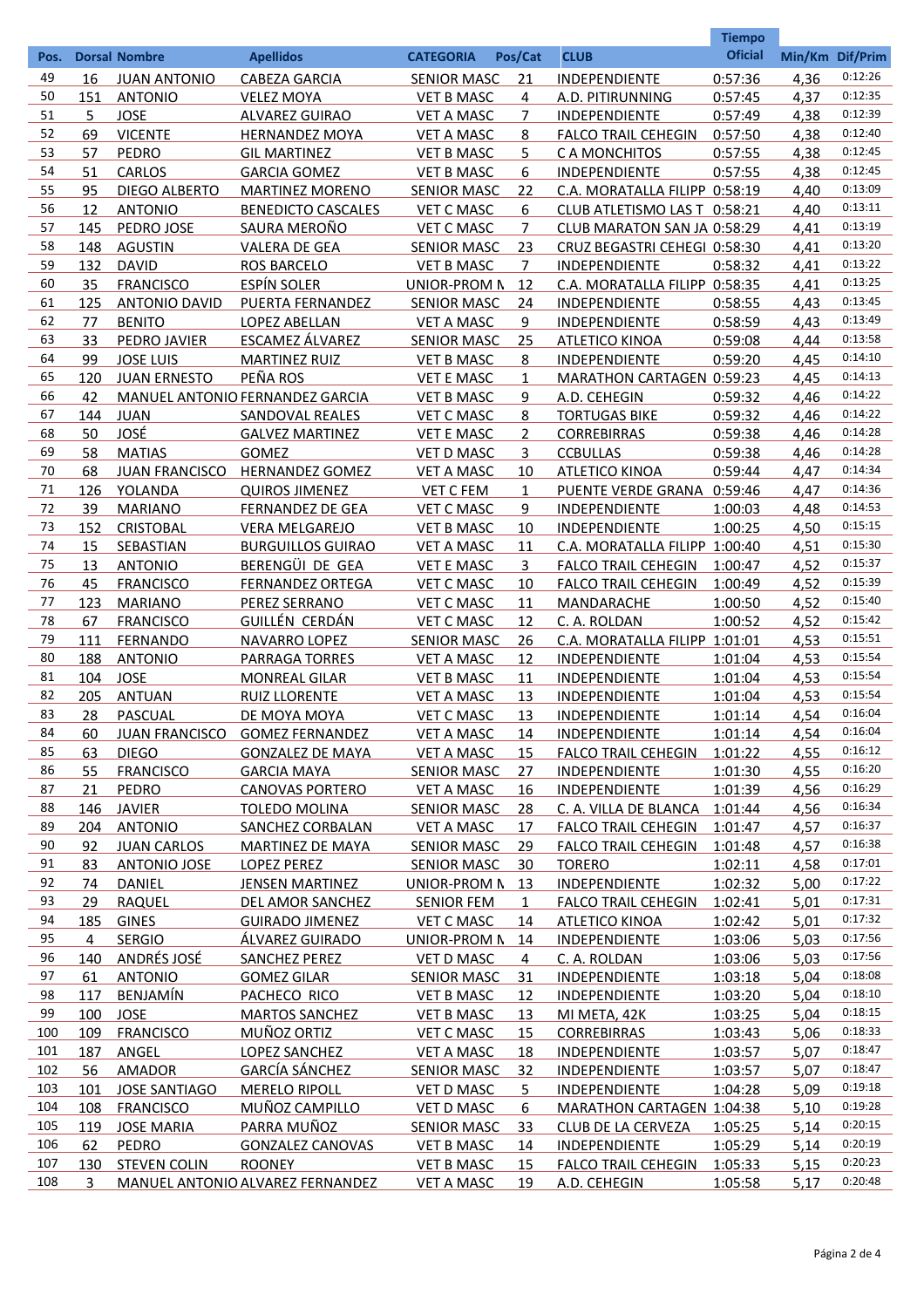| Pos. | Dorsal | Nombre | Apellidos | CATEGORIA | Pos/Cat | CLUB | Tiempo Oficial | Min/Km | Dif/Prim |
|---|---|---|---|---|---|---|---|---|---|
| 49 | 16 | JUAN ANTONIO | CABEZA GARCIA | SENIOR MASC | 21 | INDEPENDIENTE | 0:57:36 | 4,36 | 0:12:26 |
| 50 | 151 | ANTONIO | VELEZ MOYA | VET B MASC | 4 | A.D. PITIRUNNING | 0:57:45 | 4,37 | 0:12:35 |
| 51 | 5 | JOSE | ALVAREZ GUIRAO | VET A MASC | 7 | INDEPENDIENTE | 0:57:49 | 4,38 | 0:12:39 |
| 52 | 69 | VICENTE | HERNANDEZ MOYA | VET A MASC | 8 | FALCO TRAIL CEHEGIN | 0:57:50 | 4,38 | 0:12:40 |
| 53 | 57 | PEDRO | GIL MARTINEZ | VET B MASC | 5 | C A MONCHITOS | 0:57:55 | 4,38 | 0:12:45 |
| 54 | 51 | CARLOS | GARCIA GOMEZ | VET B MASC | 6 | INDEPENDIENTE | 0:57:55 | 4,38 | 0:12:45 |
| 55 | 95 | DIEGO ALBERTO | MARTINEZ MORENO | SENIOR MASC | 22 | C.A. MORATALLA FILIPP | 0:58:19 | 4,40 | 0:13:09 |
| 56 | 12 | ANTONIO | BENEDICTO CASCALES | VET C MASC | 6 | CLUB ATLETISMO LAS T | 0:58:21 | 4,40 | 0:13:11 |
| 57 | 145 | PEDRO JOSE | SAURA MEROÑO | VET C MASC | 7 | CLUB MARATON SAN JA | 0:58:29 | 4,41 | 0:13:19 |
| 58 | 148 | AGUSTIN | VALERA DE GEA | SENIOR MASC | 23 | CRUZ BEGASTRI CEHEGI | 0:58:30 | 4,41 | 0:13:20 |
| 59 | 132 | DAVID | ROS BARCELO | VET B MASC | 7 | INDEPENDIENTE | 0:58:32 | 4,41 | 0:13:22 |
| 60 | 35 | FRANCISCO | ESPÍN SOLER | UNIOR-PROM M | 12 | C.A. MORATALLA FILIPP | 0:58:35 | 4,41 | 0:13:25 |
| 61 | 125 | ANTONIO DAVID | PUERTA FERNANDEZ | SENIOR MASC | 24 | INDEPENDIENTE | 0:58:55 | 4,43 | 0:13:45 |
| 62 | 77 | BENITO | LOPEZ ABELLAN | VET A MASC | 9 | INDEPENDIENTE | 0:58:59 | 4,43 | 0:13:49 |
| 63 | 33 | PEDRO JAVIER | ESCAMEZ ÁLVAREZ | SENIOR MASC | 25 | ATLETICO KINOA | 0:59:08 | 4,44 | 0:13:58 |
| 64 | 99 | JOSE LUIS | MARTINEZ RUIZ | VET B MASC | 8 | INDEPENDIENTE | 0:59:20 | 4,45 | 0:14:10 |
| 65 | 120 | JUAN ERNESTO | PEÑA ROS | VET E MASC | 1 | MARATHON CARTAGEN | 0:59:23 | 4,45 | 0:14:13 |
| 66 | 42 | MANUEL ANTONIO | FERNANDEZ GARCIA | VET B MASC | 9 | A.D. CEHEGIN | 0:59:32 | 4,46 | 0:14:22 |
| 67 | 144 | JUAN | SANDOVAL REALES | VET C MASC | 8 | TORTUGAS BIKE | 0:59:32 | 4,46 | 0:14:22 |
| 68 | 50 | JOSÉ | GALVEZ MARTINEZ | VET E MASC | 2 | CORREBIRRAS | 0:59:38 | 4,46 | 0:14:28 |
| 69 | 58 | MATIAS | GOMEZ | VET D MASC | 3 | CCBULLAS | 0:59:38 | 4,46 | 0:14:28 |
| 70 | 68 | JUAN FRANCISCO | HERNANDEZ GOMEZ | VET A MASC | 10 | ATLETICO KINOA | 0:59:44 | 4,47 | 0:14:34 |
| 71 | 126 | YOLANDA | QUIROS JIMENEZ | VET C FEM | 1 | PUENTE VERDE GRANA | 0:59:46 | 4,47 | 0:14:36 |
| 72 | 39 | MARIANO | FERNANDEZ DE GEA | VET C MASC | 9 | INDEPENDIENTE | 1:00:03 | 4,48 | 0:14:53 |
| 73 | 152 | CRISTOBAL | VERA MELGAREJO | VET B MASC | 10 | INDEPENDIENTE | 1:00:25 | 4,50 | 0:15:15 |
| 74 | 15 | SEBASTIAN | BURGUILLOS GUIRAO | VET A MASC | 11 | C.A. MORATALLA FILIPP | 1:00:40 | 4,51 | 0:15:30 |
| 75 | 13 | ANTONIO | BERENGÜI DE GEA | VET E MASC | 3 | FALCO TRAIL CEHEGIN | 1:00:47 | 4,52 | 0:15:37 |
| 76 | 45 | FRANCISCO | FERNANDEZ ORTEGA | VET C MASC | 10 | FALCO TRAIL CEHEGIN | 1:00:49 | 4,52 | 0:15:39 |
| 77 | 123 | MARIANO | PEREZ SERRANO | VET C MASC | 11 | MANDARACHE | 1:00:50 | 4,52 | 0:15:40 |
| 78 | 67 | FRANCISCO | GUILLÉN CERDÁN | VET C MASC | 12 | C. A. ROLDAN | 1:00:52 | 4,52 | 0:15:42 |
| 79 | 111 | FERNANDO | NAVARRO LOPEZ | SENIOR MASC | 26 | C.A. MORATALLA FILIPP | 1:01:01 | 4,53 | 0:15:51 |
| 80 | 188 | ANTONIO | PARRAGA TORRES | VET A MASC | 12 | INDEPENDIENTE | 1:01:04 | 4,53 | 0:15:54 |
| 81 | 104 | JOSE | MONREAL GILAR | VET B MASC | 11 | INDEPENDIENTE | 1:01:04 | 4,53 | 0:15:54 |
| 82 | 205 | ANTUAN | RUIZ LLORENTE | VET A MASC | 13 | INDEPENDIENTE | 1:01:04 | 4,53 | 0:15:54 |
| 83 | 28 | PASCUAL | DE MOYA MOYA | VET C MASC | 13 | INDEPENDIENTE | 1:01:14 | 4,54 | 0:16:04 |
| 84 | 60 | JUAN FRANCISCO | GOMEZ FERNANDEZ | VET A MASC | 14 | INDEPENDIENTE | 1:01:14 | 4,54 | 0:16:04 |
| 85 | 63 | DIEGO | GONZALEZ DE MAYA | VET A MASC | 15 | FALCO TRAIL CEHEGIN | 1:01:22 | 4,55 | 0:16:12 |
| 86 | 55 | FRANCISCO | GARCIA MAYA | SENIOR MASC | 27 | INDEPENDIENTE | 1:01:30 | 4,55 | 0:16:20 |
| 87 | 21 | PEDRO | CANOVAS PORTERO | VET A MASC | 16 | INDEPENDIENTE | 1:01:39 | 4,56 | 0:16:29 |
| 88 | 146 | JAVIER | TOLEDO MOLINA | SENIOR MASC | 28 | C. A. VILLA DE BLANCA | 1:01:44 | 4,56 | 0:16:34 |
| 89 | 204 | ANTONIO | SANCHEZ CORBALAN | VET A MASC | 17 | FALCO TRAIL CEHEGIN | 1:01:47 | 4,57 | 0:16:37 |
| 90 | 92 | JUAN CARLOS | MARTINEZ DE MAYA | SENIOR MASC | 29 | FALCO TRAIL CEHEGIN | 1:01:48 | 4,57 | 0:16:38 |
| 91 | 83 | ANTONIO JOSE | LOPEZ PEREZ | SENIOR MASC | 30 | TORERO | 1:02:11 | 4,58 | 0:17:01 |
| 92 | 74 | DANIEL | JENSEN MARTINEZ | UNIOR-PROM M | 13 | INDEPENDIENTE | 1:02:32 | 5,00 | 0:17:22 |
| 93 | 29 | RAQUEL | DEL AMOR SANCHEZ | SENIOR FEM | 1 | FALCO TRAIL CEHEGIN | 1:02:41 | 5,01 | 0:17:31 |
| 94 | 185 | GINES | GUIRADO JIMENEZ | VET C MASC | 14 | ATLETICO KINOA | 1:02:42 | 5,01 | 0:17:32 |
| 95 | 4 | SERGIO | ÁLVAREZ GUIRADO | UNIOR-PROM M | 14 | INDEPENDIENTE | 1:03:06 | 5,03 | 0:17:56 |
| 96 | 140 | ANDRÉS JOSÉ | SANCHEZ PEREZ | VET D MASC | 4 | C. A. ROLDAN | 1:03:06 | 5,03 | 0:17:56 |
| 97 | 61 | ANTONIO | GOMEZ GILAR | SENIOR MASC | 31 | INDEPENDIENTE | 1:03:18 | 5,04 | 0:18:08 |
| 98 | 117 | BENJAMÍN | PACHECO RICO | VET B MASC | 12 | INDEPENDIENTE | 1:03:20 | 5,04 | 0:18:10 |
| 99 | 100 | JOSE | MARTOS SANCHEZ | VET B MASC | 13 | MI META, 42K | 1:03:25 | 5,04 | 0:18:15 |
| 100 | 109 | FRANCISCO | MUÑOZ ORTIZ | VET C MASC | 15 | CORREBIRRAS | 1:03:43 | 5,06 | 0:18:33 |
| 101 | 187 | ANGEL | LOPEZ SANCHEZ | VET A MASC | 18 | INDEPENDIENTE | 1:03:57 | 5,07 | 0:18:47 |
| 102 | 56 | AMADOR | GARCÍA SÁNCHEZ | SENIOR MASC | 32 | INDEPENDIENTE | 1:03:57 | 5,07 | 0:18:47 |
| 103 | 101 | JOSE SANTIAGO | MERELO RIPOLL | VET D MASC | 5 | INDEPENDIENTE | 1:04:28 | 5,09 | 0:19:18 |
| 104 | 108 | FRANCISCO | MUÑOZ CAMPILLO | VET D MASC | 6 | MARATHON CARTAGEN | 1:04:38 | 5,10 | 0:19:28 |
| 105 | 119 | JOSE MARIA | PARRA MUÑOZ | SENIOR MASC | 33 | CLUB DE LA CERVEZA | 1:05:25 | 5,14 | 0:20:15 |
| 106 | 62 | PEDRO | GONZALEZ CANOVAS | VET B MASC | 14 | INDEPENDIENTE | 1:05:29 | 5,14 | 0:20:19 |
| 107 | 130 | STEVEN COLIN | ROONEY | VET B MASC | 15 | FALCO TRAIL CEHEGIN | 1:05:33 | 5,15 | 0:20:23 |
| 108 | 3 | MANUEL ANTONIO | ALVAREZ FERNANDEZ | VET A MASC | 19 | A.D. CEHEGIN | 1:05:58 | 5,17 | 0:20:48 |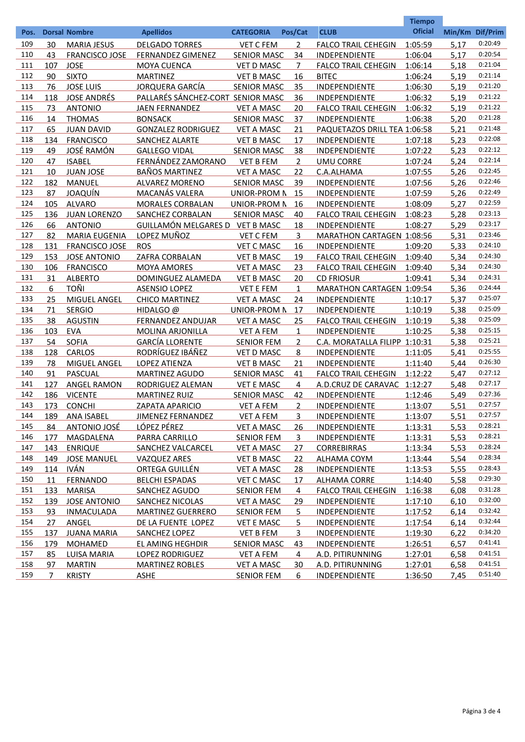| Pos. | Dorsal | Nombre | Apellidos | CATEGORIA | Pos/Cat | CLUB | Tiempo Oficial | Min/Km | Dif/Prim |
|---|---|---|---|---|---|---|---|---|---|
| 109 | 30 | MARIA JESUS | DELGADO TORRES | VET C FEM | 2 | FALCO TRAIL CEHEGIN | 1:05:59 | 5,17 | 0:20:49 |
| 110 | 43 | FRANCISCO JOSE | FERNANDEZ GIMENEZ | SENIOR MASC | 34 | INDEPENDIENTE | 1:06:04 | 5,17 | 0:20:54 |
| 111 | 107 | JOSE | MOYA CUENCA | VET D MASC | 7 | FALCO TRAIL CEHEGIN | 1:06:14 | 5,18 | 0:21:04 |
| 112 | 90 | SIXTO | MARTINEZ | VET B MASC | 16 | BITEC | 1:06:24 | 5,19 | 0:21:14 |
| 113 | 76 | JOSE LUIS | JORQUERA GARCÍA | SENIOR MASC | 35 | INDEPENDIENTE | 1:06:30 | 5,19 | 0:21:20 |
| 114 | 118 | JOSE ANDRÉS | PALLARÉS SÁNCHEZ-CORT | SENIOR MASC | 36 | INDEPENDIENTE | 1:06:32 | 5,19 | 0:21:22 |
| 115 | 73 | ANTONIO | JAEN FERNANDEZ | VET A MASC | 20 | FALCO TRAIL CEHEGIN | 1:06:32 | 5,19 | 0:21:22 |
| 116 | 14 | THOMAS | BONSACK | SENIOR MASC | 37 | INDEPENDIENTE | 1:06:38 | 5,20 | 0:21:28 |
| 117 | 65 | JUAN DAVID | GONZALEZ RODRIGUEZ | VET A MASC | 21 | PAQUETAZOS DRILL TEA | 1:06:58 | 5,21 | 0:21:48 |
| 118 | 134 | FRANCISCO | SANCHEZ ALARTE | VET B MASC | 17 | INDEPENDIENTE | 1:07:18 | 5,23 | 0:22:08 |
| 119 | 49 | JOSÉ RAMÓN | GALLEGO VIDAL | SENIOR MASC | 38 | INDEPENDIENTE | 1:07:22 | 5,23 | 0:22:12 |
| 120 | 47 | ISABEL | FERNÁNDEZ ZAMORANO | VET B FEM | 2 | UMU CORRE | 1:07:24 | 5,24 | 0:22:14 |
| 121 | 10 | JUAN JOSE | BAÑOS MARTINEZ | VET A MASC | 22 | C.A.ALHAMA | 1:07:55 | 5,26 | 0:22:45 |
| 122 | 182 | MANUEL | ALVAREZ MORENO | SENIOR MASC | 39 | INDEPENDIENTE | 1:07:56 | 5,26 | 0:22:46 |
| 123 | 87 | JOAQUÍN | MACANÁS VALERA | UNIOR-PROM M | 15 | INDEPENDIENTE | 1:07:59 | 5,26 | 0:22:49 |
| 124 | 105 | ALVARO | MORALES CORBALAN | UNIOR-PROM M | 16 | INDEPENDIENTE | 1:08:09 | 5,27 | 0:22:59 |
| 125 | 136 | JUAN LORENZO | SANCHEZ CORBALAN | SENIOR MASC | 40 | FALCO TRAIL CEHEGIN | 1:08:23 | 5,28 | 0:23:13 |
| 126 | 66 | ANTONIO | GUILLAMÓN MELGARES D | VET B MASC | 18 | INDEPENDIENTE | 1:08:27 | 5,29 | 0:23:17 |
| 127 | 82 | MARIA EUGENIA | LOPEZ MUÑOZ | VET C FEM | 3 | MARATHON CARTAGEN | 1:08:56 | 5,31 | 0:23:46 |
| 128 | 131 | FRANCISCO JOSE | ROS | VET C MASC | 16 | INDEPENDIENTE | 1:09:20 | 5,33 | 0:24:10 |
| 129 | 153 | JOSE ANTONIO | ZAFRA CORBALAN | VET B MASC | 19 | FALCO TRAIL CEHEGIN | 1:09:40 | 5,34 | 0:24:30 |
| 130 | 106 | FRANCISCO | MOYA AMORES | VET A MASC | 23 | FALCO TRAIL CEHEGIN | 1:09:40 | 5,34 | 0:24:30 |
| 131 | 31 | ALBERTO | DOMINGUEZ ALAMEDA | VET B MASC | 20 | CD FRIOSUR | 1:09:41 | 5,34 | 0:24:31 |
| 132 | 6 | TOÑI | ASENSIO LOPEZ | VET E FEM | 1 | MARATHON CARTAGEN | 1:09:54 | 5,36 | 0:24:44 |
| 133 | 25 | MIGUEL ANGEL | CHICO MARTINEZ | VET A MASC | 24 | INDEPENDIENTE | 1:10:17 | 5,37 | 0:25:07 |
| 134 | 71 | SERGIO | HIDALGO @ | UNIOR-PROM M | 17 | INDEPENDIENTE | 1:10:19 | 5,38 | 0:25:09 |
| 135 | 38 | AGUSTIN | FERNANDEZ ANDUJAR | VET A MASC | 25 | FALCO TRAIL CEHEGIN | 1:10:19 | 5,38 | 0:25:09 |
| 136 | 103 | EVA | MOLINA ARJONILLA | VET A FEM | 1 | INDEPENDIENTE | 1:10:25 | 5,38 | 0:25:15 |
| 137 | 54 | SOFIA | GARCÍA LLORENTE | SENIOR FEM | 2 | C.A. MORATALLA FILIPP | 1:10:31 | 5,38 | 0:25:21 |
| 138 | 128 | CARLOS | RODRÍGUEZ IBÁÑEZ | VET D MASC | 8 | INDEPENDIENTE | 1:11:05 | 5,41 | 0:25:55 |
| 139 | 78 | MIGUEL ANGEL | LOPEZ ATIENZA | VET B MASC | 21 | INDEPENDIENTE | 1:11:40 | 5,44 | 0:26:30 |
| 140 | 91 | PASCUAL | MARTINEZ AGUDO | SENIOR MASC | 41 | FALCO TRAIL CEHEGIN | 1:12:22 | 5,47 | 0:27:12 |
| 141 | 127 | ANGEL RAMON | RODRIGUEZ ALEMAN | VET E MASC | 4 | A.D.CRUZ DE CARAVAC | 1:12:27 | 5,48 | 0:27:17 |
| 142 | 186 | VICENTE | MARTINEZ RUIZ | SENIOR MASC | 42 | INDEPENDIENTE | 1:12:46 | 5,49 | 0:27:36 |
| 143 | 173 | CONCHI | ZAPATA APARICIO | VET A FEM | 2 | INDEPENDIENTE | 1:13:07 | 5,51 | 0:27:57 |
| 144 | 189 | ANA ISABEL | JIMENEZ FERNANDEZ | VET A FEM | 3 | INDEPENDIENTE | 1:13:07 | 5,51 | 0:27:57 |
| 145 | 84 | ANTONIO JOSÉ | LÓPEZ PÉREZ | VET A MASC | 26 | INDEPENDIENTE | 1:13:31 | 5,53 | 0:28:21 |
| 146 | 177 | MAGDALENA | PARRA CARRILLO | SENIOR FEM | 3 | INDEPENDIENTE | 1:13:31 | 5,53 | 0:28:21 |
| 147 | 143 | ENRIQUE | SANCHEZ VALCARCEL | VET A MASC | 27 | CORREBIRRAS | 1:13:34 | 5,53 | 0:28:24 |
| 148 | 149 | JOSE MANUEL | VAZQUEZ ARES | VET B MASC | 22 | ALHAMA COYM | 1:13:44 | 5,54 | 0:28:34 |
| 149 | 114 | IVÁN | ORTEGA GUILLÉN | VET A MASC | 28 | INDEPENDIENTE | 1:13:53 | 5,55 | 0:28:43 |
| 150 | 11 | FERNANDO | BELCHI ESPADAS | VET C MASC | 17 | ALHAMA CORRE | 1:14:40 | 5,58 | 0:29:30 |
| 151 | 133 | MARISA | SANCHEZ AGUDO | SENIOR FEM | 4 | FALCO TRAIL CEHEGIN | 1:16:38 | 6,08 | 0:31:28 |
| 152 | 139 | JOSE ANTONIO | SANCHEZ NICOLAS | VET A MASC | 29 | INDEPENDIENTE | 1:17:10 | 6,10 | 0:32:00 |
| 153 | 93 | INMACULADA | MARTINEZ GUERRERO | SENIOR FEM | 5 | INDEPENDIENTE | 1:17:52 | 6,14 | 0:32:42 |
| 154 | 27 | ANGEL | DE LA FUENTE LOPEZ | VET E MASC | 5 | INDEPENDIENTE | 1:17:54 | 6,14 | 0:32:44 |
| 155 | 137 | JUANA MARIA | SANCHEZ LOPEZ | VET B FEM | 3 | INDEPENDIENTE | 1:19:30 | 6,22 | 0:34:20 |
| 156 | 179 | MOHAMED | EL AMING HEGHDIR | SENIOR MASC | 43 | INDEPENDIENTE | 1:26:51 | 6,57 | 0:41:41 |
| 157 | 85 | LUISA MARIA | LOPEZ RODRIGUEZ | VET A FEM | 4 | A.D. PITIRUNNING | 1:27:01 | 6,58 | 0:41:51 |
| 158 | 97 | MARTIN | MARTINEZ ROBLES | VET A MASC | 30 | A.D. PITIRUNNING | 1:27:01 | 6,58 | 0:41:51 |
| 159 | 7 | KRISTY | ASHE | SENIOR FEM | 6 | INDEPENDIENTE | 1:36:50 | 7,45 | 0:51:40 |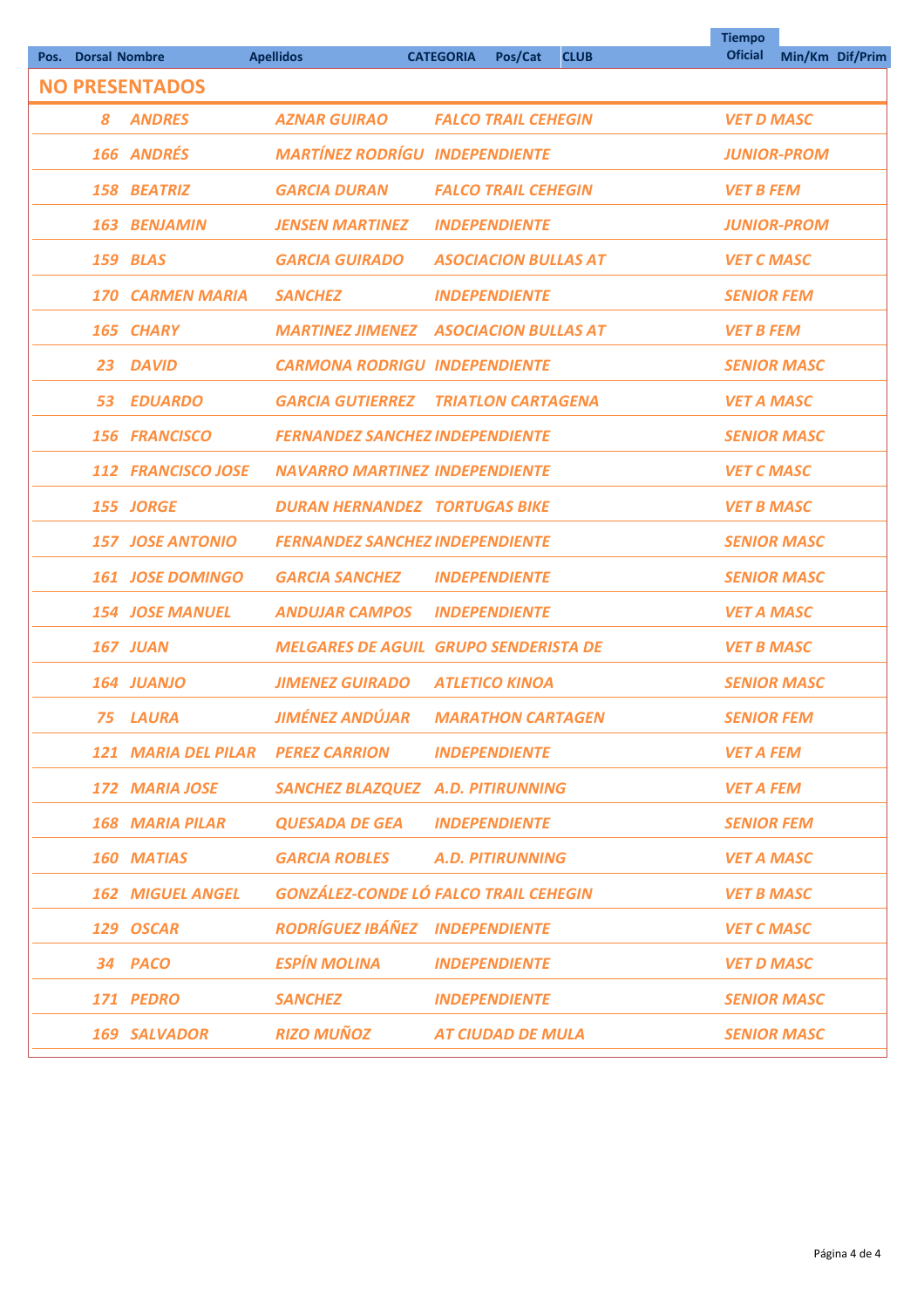| Pos. | Dorsal | Nombre | Apellidos | CATEGORIA | Pos/Cat | CLUB | Tiempo Oficial | Min/Km | Dif/Prim |
|---|---|---|---|---|---|---|---|---|---|
| **NO PRESENTADOS** | | | | | | | | | |
| | *8* | *ANDRES* | *AZNAR GUIRAO* | *FALCO TRAIL CEHEGIN* | | | *VET D MASC* | | |
| | *166* | *ANDRÉS* | *MARTÍNEZ RODRÍGU* | *INDEPENDIENTE* | | | *JUNIOR-PROM* | | |
| | *158* | *BEATRIZ* | *GARCIA DURAN* | *FALCO TRAIL CEHEGIN* | | | *VET B FEM* | | |
| | *163* | *BENJAMIN* | *JENSEN MARTINEZ* | *INDEPENDIENTE* | | | *JUNIOR-PROM* | | |
| | *159* | *BLAS* | *GARCIA GUIRADO* | *ASOCIACION BULLAS AT* | | | *VET C MASC* | | |
| | *170* | *CARMEN MARIA* | *SANCHEZ* | *INDEPENDIENTE* | | | *SENIOR FEM* | | |
| | *165* | *CHARY* | *MARTINEZ JIMENEZ* | *ASOCIACION BULLAS AT* | | | *VET B FEM* | | |
| | *23* | *DAVID* | *CARMONA RODRIGU* | *INDEPENDIENTE* | | | *SENIOR MASC* | | |
| | *53* | *EDUARDO* | *GARCIA GUTIERREZ* | *TRIATLON CARTAGENA* | | | *VET A MASC* | | |
| | *156* | *FRANCISCO* | *FERNANDEZ SANCHEZ* | *INDEPENDIENTE* | | | *SENIOR MASC* | | |
| | *112* | *FRANCISCO JOSE* | *NAVARRO MARTINEZ* | *INDEPENDIENTE* | | | *VET C MASC* | | |
| | *155* | *JORGE* | *DURAN HERNANDEZ* | *TORTUGAS BIKE* | | | *VET B MASC* | | |
| | *157* | *JOSE ANTONIO* | *FERNANDEZ SANCHEZ* | *INDEPENDIENTE* | | | *SENIOR MASC* | | |
| | *161* | *JOSE DOMINGO* | *GARCIA SANCHEZ* | *INDEPENDIENTE* | | | *SENIOR MASC* | | |
| | *154* | *JOSE MANUEL* | *ANDUJAR CAMPOS* | *INDEPENDIENTE* | | | *VET A MASC* | | |
| | *167* | *JUAN* | *MELGARES DE AGUIL* | *GRUPO SENDERISTA DE* | | | *VET B MASC* | | |
| | *164* | *JUANJO* | *JIMENEZ GUIRADO* | *ATLETICO KINOA* | | | *SENIOR MASC* | | |
| | *75* | *LAURA* | *JIMÉNEZ ANDÚJAR* | *MARATHON CARTAGEN* | | | *SENIOR FEM* | | |
| | *121* | *MARIA DEL PILAR* | *PEREZ CARRION* | *INDEPENDIENTE* | | | *VET A FEM* | | |
| | *172* | *MARIA JOSE* | *SANCHEZ BLAZQUEZ* | *A.D. PITIRUNNING* | | | *VET A FEM* | | |
| | *168* | *MARIA PILAR* | *QUESADA DE GEA* | *INDEPENDIENTE* | | | *SENIOR FEM* | | |
| | *160* | *MATIAS* | *GARCIA ROBLES* | *A.D. PITIRUNNING* | | | *VET A MASC* | | |
| | *162* | *MIGUEL ANGEL* | *GONZÁLEZ-CONDE LÓ* | *FALCO TRAIL CEHEGIN* | | | *VET B MASC* | | |
| | *129* | *OSCAR* | *RODRÍGUEZ IBÁÑEZ* | *INDEPENDIENTE* | | | *VET C MASC* | | |
| | *34* | *PACO* | *ESPÍN MOLINA* | *INDEPENDIENTE* | | | *VET D MASC* | | |
| | *171* | *PEDRO* | *SANCHEZ* | *INDEPENDIENTE* | | | *SENIOR MASC* | | |
| | *169* | *SALVADOR* | *RIZO MUÑOZ* | *AT CIUDAD DE MULA* | | | *SENIOR MASC* | | |